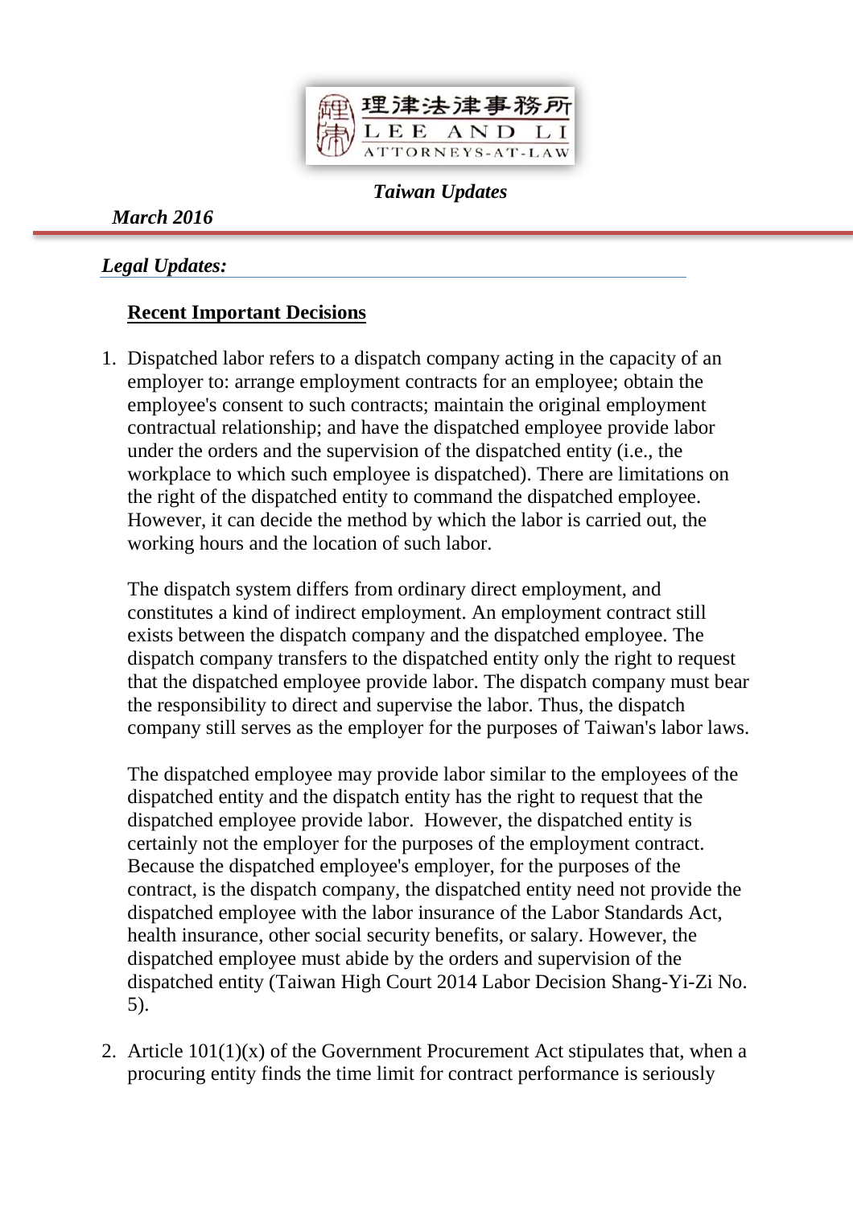理律法律事務所
LEE AND LI
ATTORNEYS-AT-LAW

*Taiwan Updates*

*March 2016*

## *Legal Updates:*

### **Recent Important Decisions**

1. Dispatched labor refers to a dispatch company acting in the capacity of an employer to: arrange employment contracts for an employee; obtain the employee's consent to such contracts; maintain the original employment contractual relationship; and have the dispatched employee provide labor under the orders and the supervision of the dispatched entity (i.e., the workplace to which such employee is dispatched). There are limitations on the right of the dispatched entity to command the dispatched employee. However, it can decide the method by which the labor is carried out, the working hours and the location of such labor.

   The dispatch system differs from ordinary direct employment, and constitutes a kind of indirect employment. An employment contract still exists between the dispatch company and the dispatched employee. The dispatch company transfers to the dispatched entity only the right to request that the dispatched employee provide labor. The dispatch company must bear the responsibility to direct and supervise the labor. Thus, the dispatch company still serves as the employer for the purposes of Taiwan's labor laws.

   The dispatched employee may provide labor similar to the employees of the dispatched entity and the dispatch entity has the right to request that the dispatched employee provide labor. However, the dispatched entity is certainly not the employer for the purposes of the employment contract. Because the dispatched employee's employer, for the purposes of the contract, is the dispatch company, the dispatched entity need not provide the dispatched employee with the labor insurance of the Labor Standards Act, health insurance, other social security benefits, or salary. However, the dispatched employee must abide by the orders and supervision of the dispatched entity (Taiwan High Court 2014 Labor Decision Shang-Yi-Zi No. 5).

2. Article 101(1)(x) of the Government Procurement Act stipulates that, when a procuring entity finds the time limit for contract performance is seriously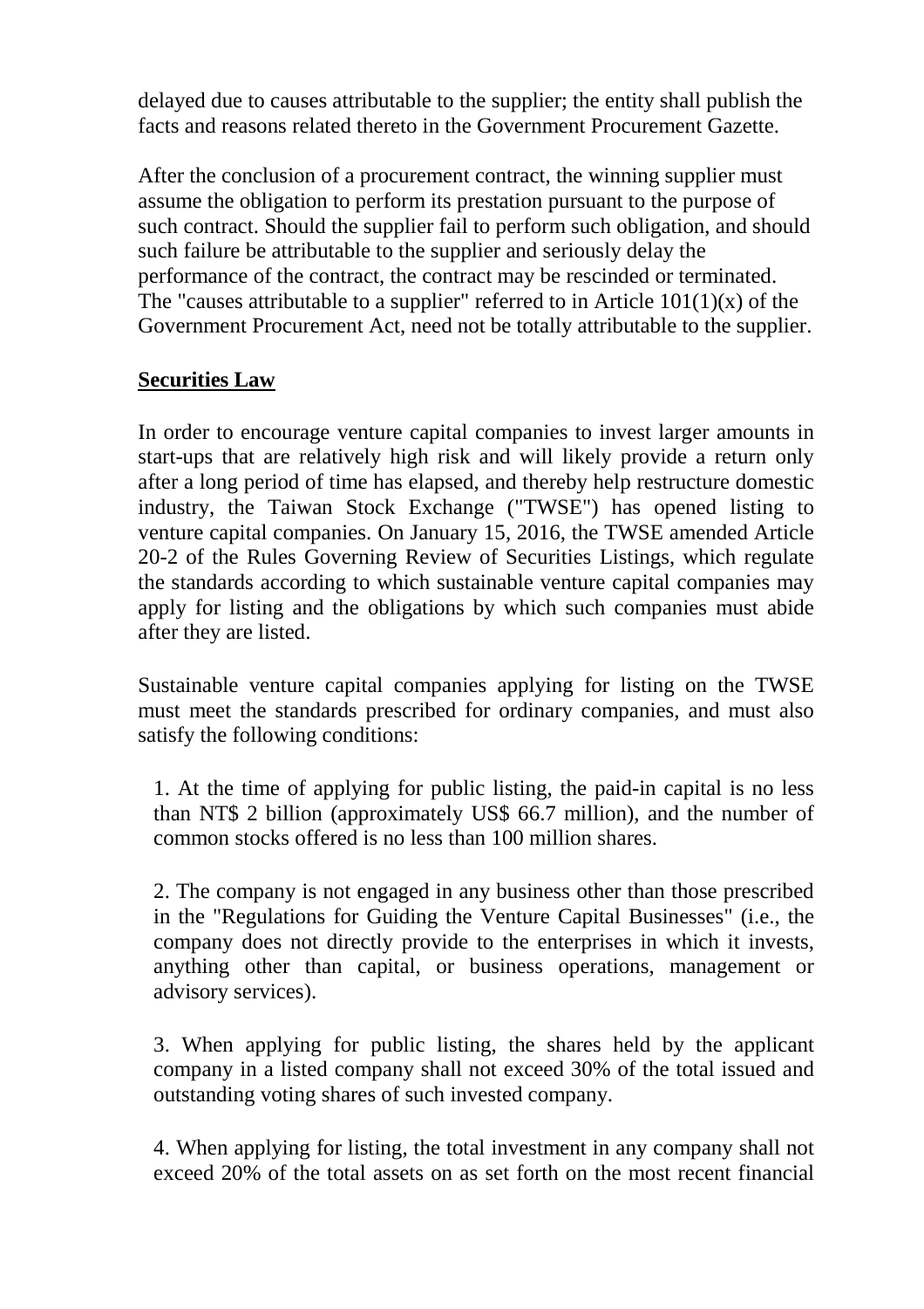delayed due to causes attributable to the supplier; the entity shall publish the facts and reasons related thereto in the Government Procurement Gazette.

After the conclusion of a procurement contract, the winning supplier must assume the obligation to perform its prestation pursuant to the purpose of such contract. Should the supplier fail to perform such obligation, and should such failure be attributable to the supplier and seriously delay the performance of the contract, the contract may be rescinded or terminated. The "causes attributable to a supplier" referred to in Article 101(1)(x) of the Government Procurement Act, need not be totally attributable to the supplier.

## Securities Law

In order to encourage venture capital companies to invest larger amounts in start-ups that are relatively high risk and will likely provide a return only after a long period of time has elapsed, and thereby help restructure domestic industry, the Taiwan Stock Exchange ("TWSE") has opened listing to venture capital companies. On January 15, 2016, the TWSE amended Article 20-2 of the Rules Governing Review of Securities Listings, which regulate the standards according to which sustainable venture capital companies may apply for listing and the obligations by which such companies must abide after they are listed.

Sustainable venture capital companies applying for listing on the TWSE must meet the standards prescribed for ordinary companies, and must also satisfy the following conditions:

1. At the time of applying for public listing, the paid-in capital is no less than NT$ 2 billion (approximately US$ 66.7 million), and the number of common stocks offered is no less than 100 million shares.

2. The company is not engaged in any business other than those prescribed in the "Regulations for Guiding the Venture Capital Businesses" (i.e., the company does not directly provide to the enterprises in which it invests, anything other than capital, or business operations, management or advisory services).

3. When applying for public listing, the shares held by the applicant company in a listed company shall not exceed 30% of the total issued and outstanding voting shares of such invested company.

4. When applying for listing, the total investment in any company shall not exceed 20% of the total assets on as set forth on the most recent financial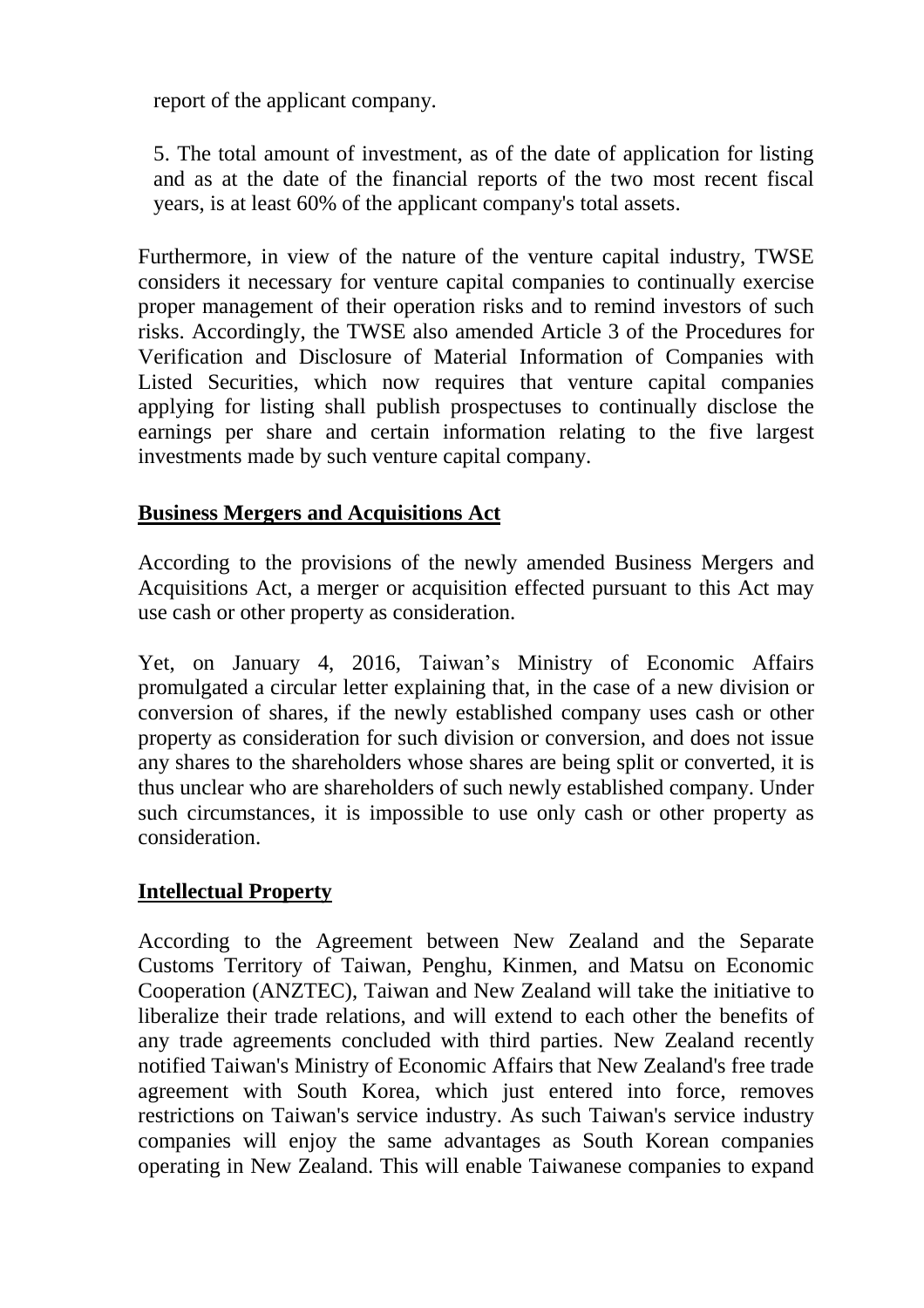report of the applicant company.

5. The total amount of investment, as of the date of application for listing and as at the date of the financial reports of the two most recent fiscal years, is at least 60% of the applicant company's total assets.

Furthermore, in view of the nature of the venture capital industry, TWSE considers it necessary for venture capital companies to continually exercise proper management of their operation risks and to remind investors of such risks. Accordingly, the TWSE also amended Article 3 of the Procedures for Verification and Disclosure of Material Information of Companies with Listed Securities, which now requires that venture capital companies applying for listing shall publish prospectuses to continually disclose the earnings per share and certain information relating to the five largest investments made by such venture capital company.

## Business Mergers and Acquisitions Act

According to the provisions of the newly amended Business Mergers and Acquisitions Act, a merger or acquisition effected pursuant to this Act may use cash or other property as consideration.

Yet, on January 4, 2016, Taiwan's Ministry of Economic Affairs promulgated a circular letter explaining that, in the case of a new division or conversion of shares, if the newly established company uses cash or other property as consideration for such division or conversion, and does not issue any shares to the shareholders whose shares are being split or converted, it is thus unclear who are shareholders of such newly established company. Under such circumstances, it is impossible to use only cash or other property as consideration.

## Intellectual Property

According to the Agreement between New Zealand and the Separate Customs Territory of Taiwan, Penghu, Kinmen, and Matsu on Economic Cooperation (ANZTEC), Taiwan and New Zealand will take the initiative to liberalize their trade relations, and will extend to each other the benefits of any trade agreements concluded with third parties. New Zealand recently notified Taiwan's Ministry of Economic Affairs that New Zealand's free trade agreement with South Korea, which just entered into force, removes restrictions on Taiwan's service industry. As such Taiwan's service industry companies will enjoy the same advantages as South Korean companies operating in New Zealand. This will enable Taiwanese companies to expand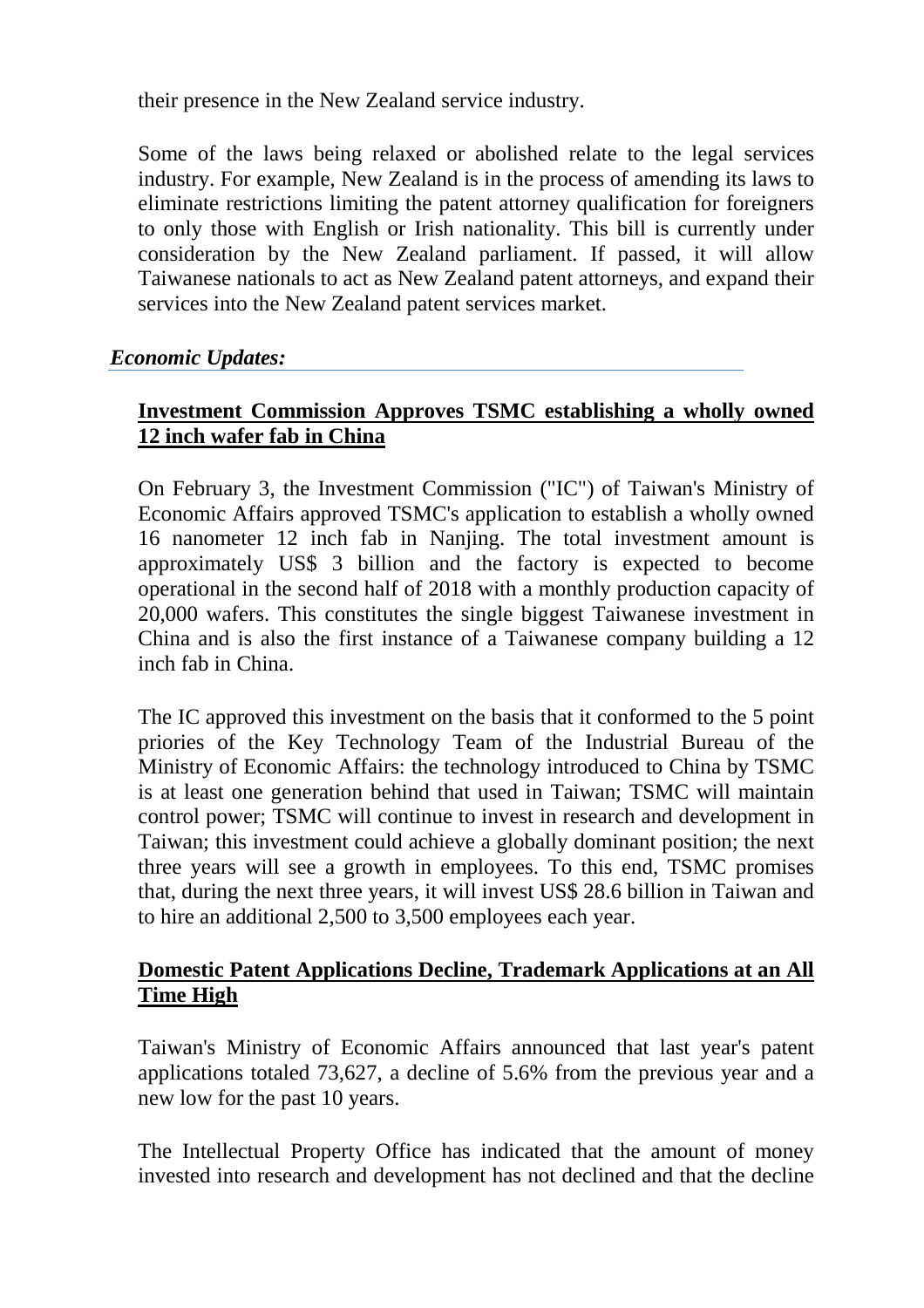their presence in the New Zealand service industry.

Some of the laws being relaxed or abolished relate to the legal services industry. For example, New Zealand is in the process of amending its laws to eliminate restrictions limiting the patent attorney qualification for foreigners to only those with English or Irish nationality. This bill is currently under consideration by the New Zealand parliament. If passed, it will allow Taiwanese nationals to act as New Zealand patent attorneys, and expand their services into the New Zealand patent services market.

## *Economic Updates:*

### Investment Commission Approves TSMC establishing a wholly owned 12 inch wafer fab in China

On February 3, the Investment Commission ("IC") of Taiwan's Ministry of Economic Affairs approved TSMC's application to establish a wholly owned 16 nanometer 12 inch fab in Nanjing. The total investment amount is approximately US$ 3 billion and the factory is expected to become operational in the second half of 2018 with a monthly production capacity of 20,000 wafers. This constitutes the single biggest Taiwanese investment in China and is also the first instance of a Taiwanese company building a 12 inch fab in China.

The IC approved this investment on the basis that it conformed to the 5 point priories of the Key Technology Team of the Industrial Bureau of the Ministry of Economic Affairs: the technology introduced to China by TSMC is at least one generation behind that used in Taiwan; TSMC will maintain control power; TSMC will continue to invest in research and development in Taiwan; this investment could achieve a globally dominant position; the next three years will see a growth in employees. To this end, TSMC promises that, during the next three years, it will invest US$ 28.6 billion in Taiwan and to hire an additional 2,500 to 3,500 employees each year.

### Domestic Patent Applications Decline, Trademark Applications at an All Time High

Taiwan's Ministry of Economic Affairs announced that last year's patent applications totaled 73,627, a decline of 5.6% from the previous year and a new low for the past 10 years.

The Intellectual Property Office has indicated that the amount of money invested into research and development has not declined and that the decline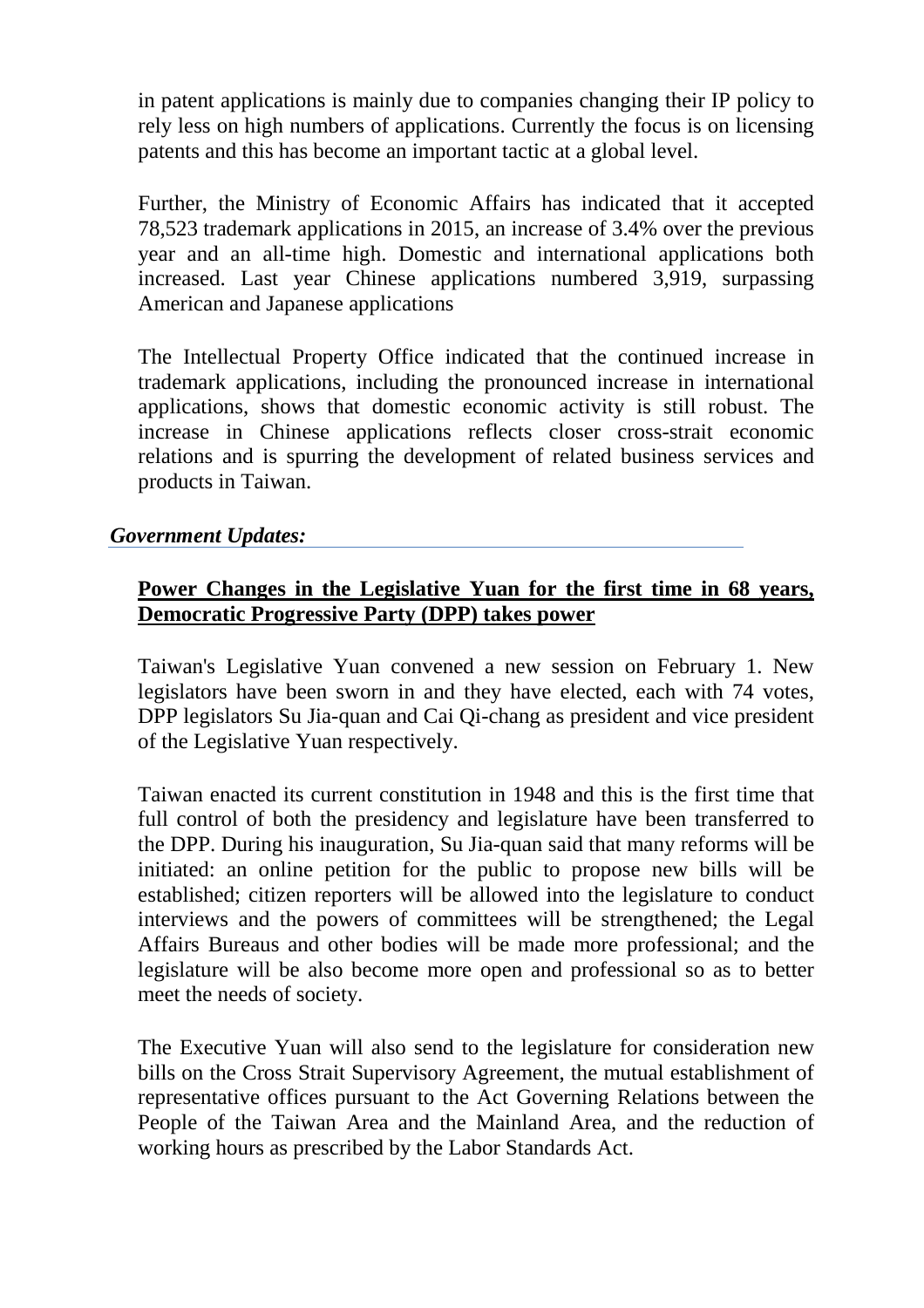in patent applications is mainly due to companies changing their IP policy to rely less on high numbers of applications. Currently the focus is on licensing patents and this has become an important tactic at a global level.

Further, the Ministry of Economic Affairs has indicated that it accepted 78,523 trademark applications in 2015, an increase of 3.4% over the previous year and an all-time high. Domestic and international applications both increased. Last year Chinese applications numbered 3,919, surpassing American and Japanese applications

The Intellectual Property Office indicated that the continued increase in trademark applications, including the pronounced increase in international applications, shows that domestic economic activity is still robust. The increase in Chinese applications reflects closer cross-strait economic relations and is spurring the development of related business services and products in Taiwan.

***Government Updates:***

**Power Changes in the Legislative Yuan for the first time in 68 years, Democratic Progressive Party (DPP) takes power**

Taiwan's Legislative Yuan convened a new session on February 1. New legislators have been sworn in and they have elected, each with 74 votes, DPP legislators Su Jia-quan and Cai Qi-chang as president and vice president of the Legislative Yuan respectively.

Taiwan enacted its current constitution in 1948 and this is the first time that full control of both the presidency and legislature have been transferred to the DPP. During his inauguration, Su Jia-quan said that many reforms will be initiated: an online petition for the public to propose new bills will be established; citizen reporters will be allowed into the legislature to conduct interviews and the powers of committees will be strengthened; the Legal Affairs Bureaus and other bodies will be made more professional; and the legislature will be also become more open and professional so as to better meet the needs of society.

The Executive Yuan will also send to the legislature for consideration new bills on the Cross Strait Supervisory Agreement, the mutual establishment of representative offices pursuant to the Act Governing Relations between the People of the Taiwan Area and the Mainland Area, and the reduction of working hours as prescribed by the Labor Standards Act.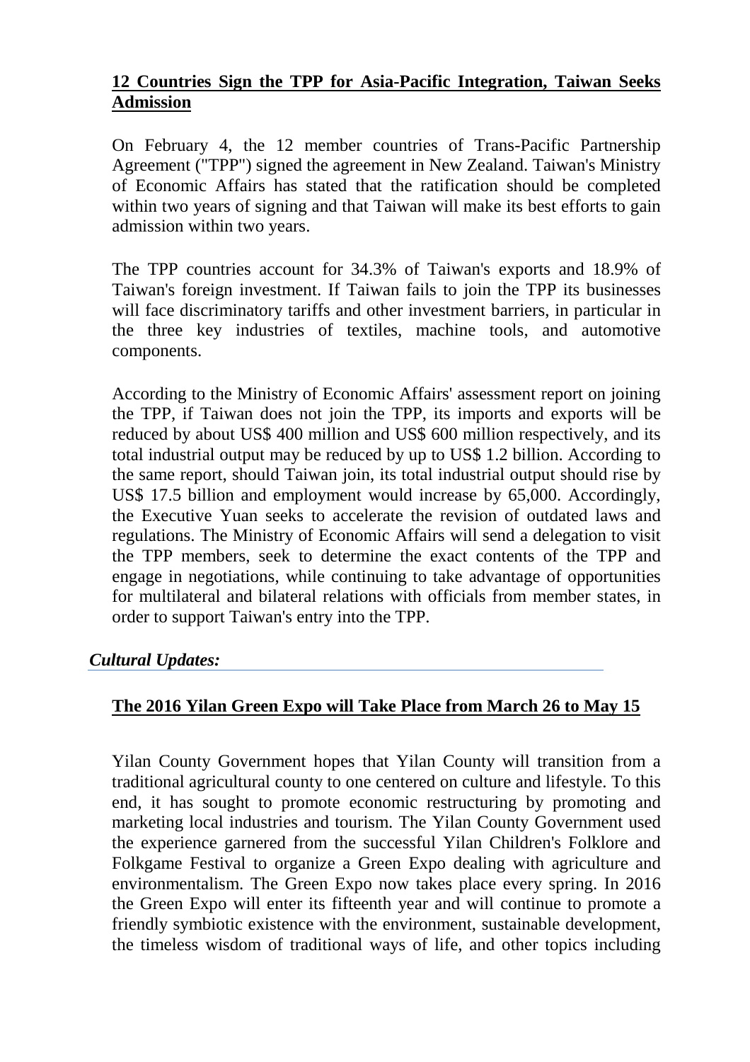## **12 Countries Sign the TPP for Asia-Pacific Integration, Taiwan Seeks Admission**

On February 4, the 12 member countries of Trans-Pacific Partnership Agreement ("TPP") signed the agreement in New Zealand. Taiwan's Ministry of Economic Affairs has stated that the ratification should be completed within two years of signing and that Taiwan will make its best efforts to gain admission within two years.

The TPP countries account for 34.3% of Taiwan's exports and 18.9% of Taiwan's foreign investment. If Taiwan fails to join the TPP its businesses will face discriminatory tariffs and other investment barriers, in particular in the three key industries of textiles, machine tools, and automotive components.

According to the Ministry of Economic Affairs' assessment report on joining the TPP, if Taiwan does not join the TPP, its imports and exports will be reduced by about US$ 400 million and US$ 600 million respectively, and its total industrial output may be reduced by up to US$ 1.2 billion. According to the same report, should Taiwan join, its total industrial output should rise by US$ 17.5 billion and employment would increase by 65,000. Accordingly, the Executive Yuan seeks to accelerate the revision of outdated laws and regulations. The Ministry of Economic Affairs will send a delegation to visit the TPP members, seek to determine the exact contents of the TPP and engage in negotiations, while continuing to take advantage of opportunities for multilateral and bilateral relations with officials from member states, in order to support Taiwan's entry into the TPP.

### ***Cultural Updates:***

## **The 2016 Yilan Green Expo will Take Place from March 26 to May 15**

Yilan County Government hopes that Yilan County will transition from a traditional agricultural county to one centered on culture and lifestyle. To this end, it has sought to promote economic restructuring by promoting and marketing local industries and tourism. The Yilan County Government used the experience garnered from the successful Yilan Children's Folklore and Folkgame Festival to organize a Green Expo dealing with agriculture and environmentalism. The Green Expo now takes place every spring. In 2016 the Green Expo will enter its fifteenth year and will continue to promote a friendly symbiotic existence with the environment, sustainable development, the timeless wisdom of traditional ways of life, and other topics including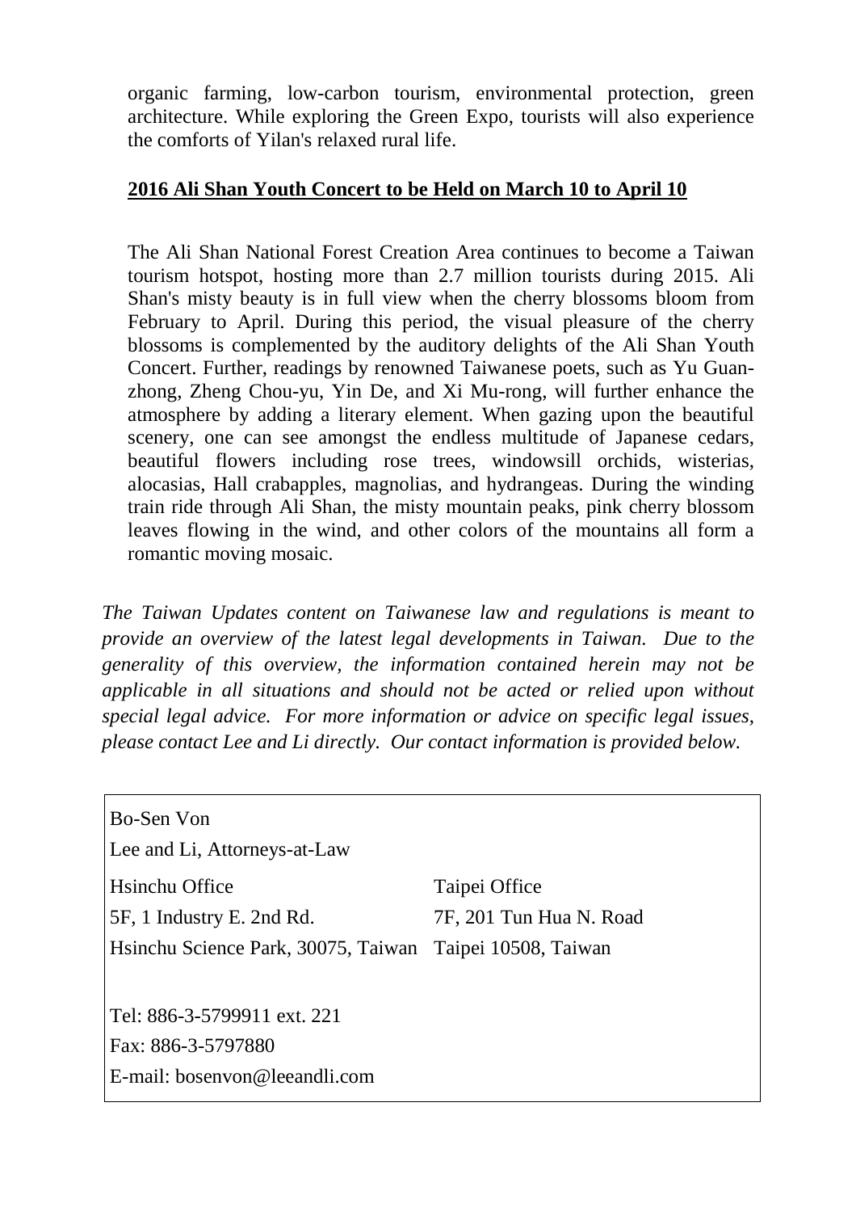organic farming, low-carbon tourism, environmental protection, green architecture. While exploring the Green Expo, tourists will also experience the comforts of Yilan's relaxed rural life.

**2016 Ali Shan Youth Concert to be Held on March 10 to April 10**

The Ali Shan National Forest Creation Area continues to become a Taiwan tourism hotspot, hosting more than 2.7 million tourists during 2015. Ali Shan's misty beauty is in full view when the cherry blossoms bloom from February to April. During this period, the visual pleasure of the cherry blossoms is complemented by the auditory delights of the Ali Shan Youth Concert. Further, readings by renowned Taiwanese poets, such as Yu Guan-zhong, Zheng Chou-yu, Yin De, and Xi Mu-rong, will further enhance the atmosphere by adding a literary element. When gazing upon the beautiful scenery, one can see amongst the endless multitude of Japanese cedars, beautiful flowers including rose trees, windowsill orchids, wisterias, alocasias, Hall crabapples, magnolias, and hydrangeas. During the winding train ride through Ali Shan, the misty mountain peaks, pink cherry blossom leaves flowing in the wind, and other colors of the mountains all form a romantic moving mosaic.

*The Taiwan Updates content on Taiwanese law and regulations is meant to provide an overview of the latest legal developments in Taiwan. Due to the generality of this overview, the information contained herein may not be applicable in all situations and should not be acted or relied upon without special legal advice. For more information or advice on specific legal issues, please contact Lee and Li directly. Our contact information is provided below.*

Bo-Sen Von
Lee and Li, Attorneys-at-Law

| | |
|---|---|
| Hsinchu Office | Taipei Office |
| 5F, 1 Industry E. 2nd Rd. | 7F, 201 Tun Hua N. Road |
| Hsinchu Science Park, 30075, Taiwan | Taipei 10508, Taiwan |

Tel: 886-3-5799911 ext. 221
Fax: 886-3-5797880
E-mail: bosenvon@leeandli.com